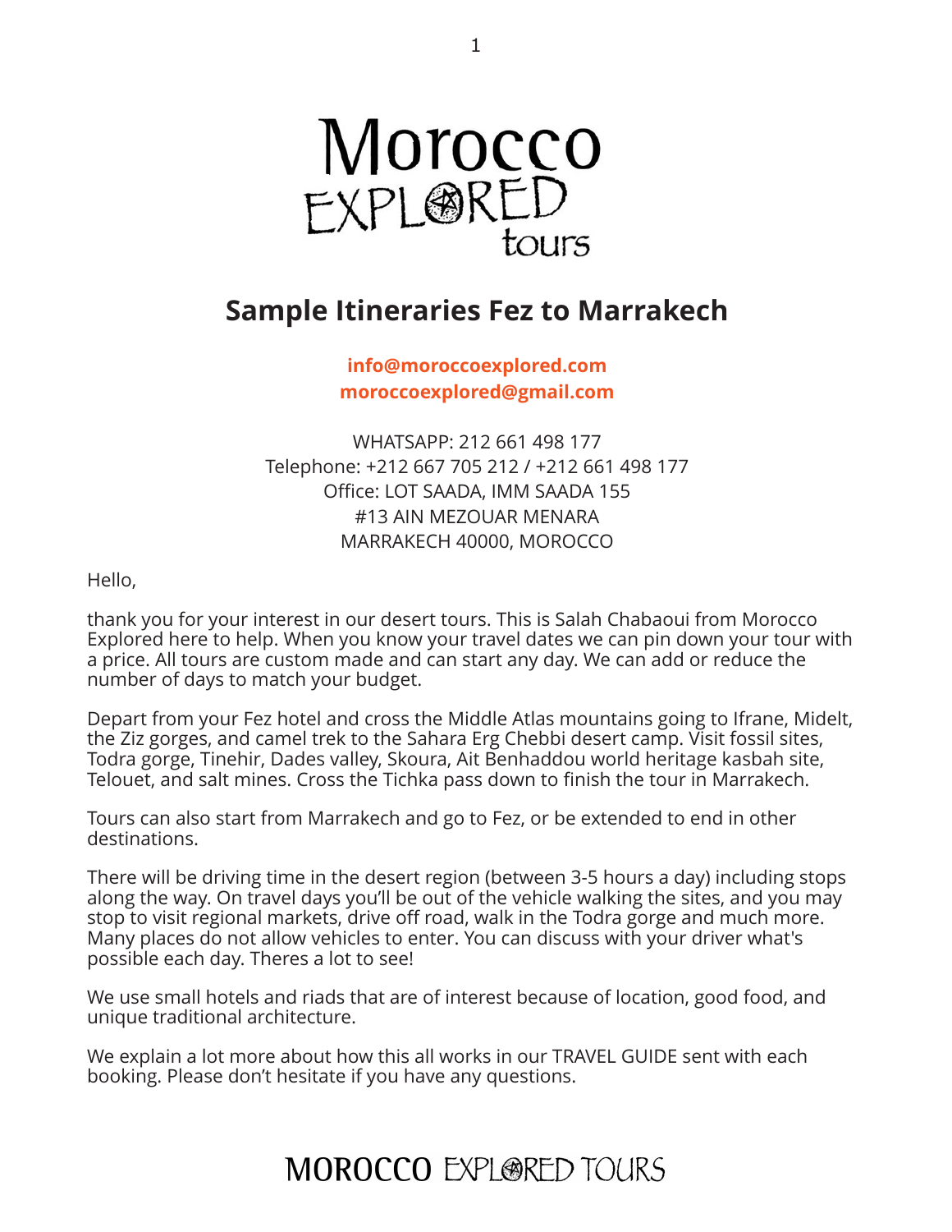Morocco EXPLORED tours

# Sample Itineraries Fez to Marrakech

**info@moroccoexplored.com**
**moroccoexplored@gmail.com**

WHATSAPP: 212 661 498 177
Telephone: +212 667 705 212 / +212 661 498 177
Office: LOT SAADA, IMM SAADA 155
#13 AIN MEZOUAR MENARA
MARRAKECH 40000, MOROCCO

Hello,

thank you for your interest in our desert tours. This is Salah Chabaoui from Morocco Explored here to help. When you know your travel dates we can pin down your tour with a price. All tours are custom made and can start any day. We can add or reduce the number of days to match your budget.

Depart from your Fez hotel and cross the Middle Atlas mountains going to Ifrane, Midelt, the Ziz gorges, and camel trek to the Sahara Erg Chebbi desert camp. Visit fossil sites, Todra gorge, Tinehir, Dades valley, Skoura, Ait Benhaddou world heritage kasbah site, Telouet, and salt mines. Cross the Tichka pass down to finish the tour in Marrakech.

Tours can also start from Marrakech and go to Fez, or be extended to end in other destinations.

There will be driving time in the desert region (between 3-5 hours a day) including stops along the way. On travel days you'll be out of the vehicle walking the sites, and you may stop to visit regional markets, drive off road, walk in the Todra gorge and much more. Many places do not allow vehicles to enter. You can discuss with your driver what's possible each day. Theres a lot to see!

We use small hotels and riads that are of interest because of location, good food, and unique traditional architecture.

We explain a lot more about how this all works in our TRAVEL GUIDE sent with each booking. Please don't hesitate if you have any questions.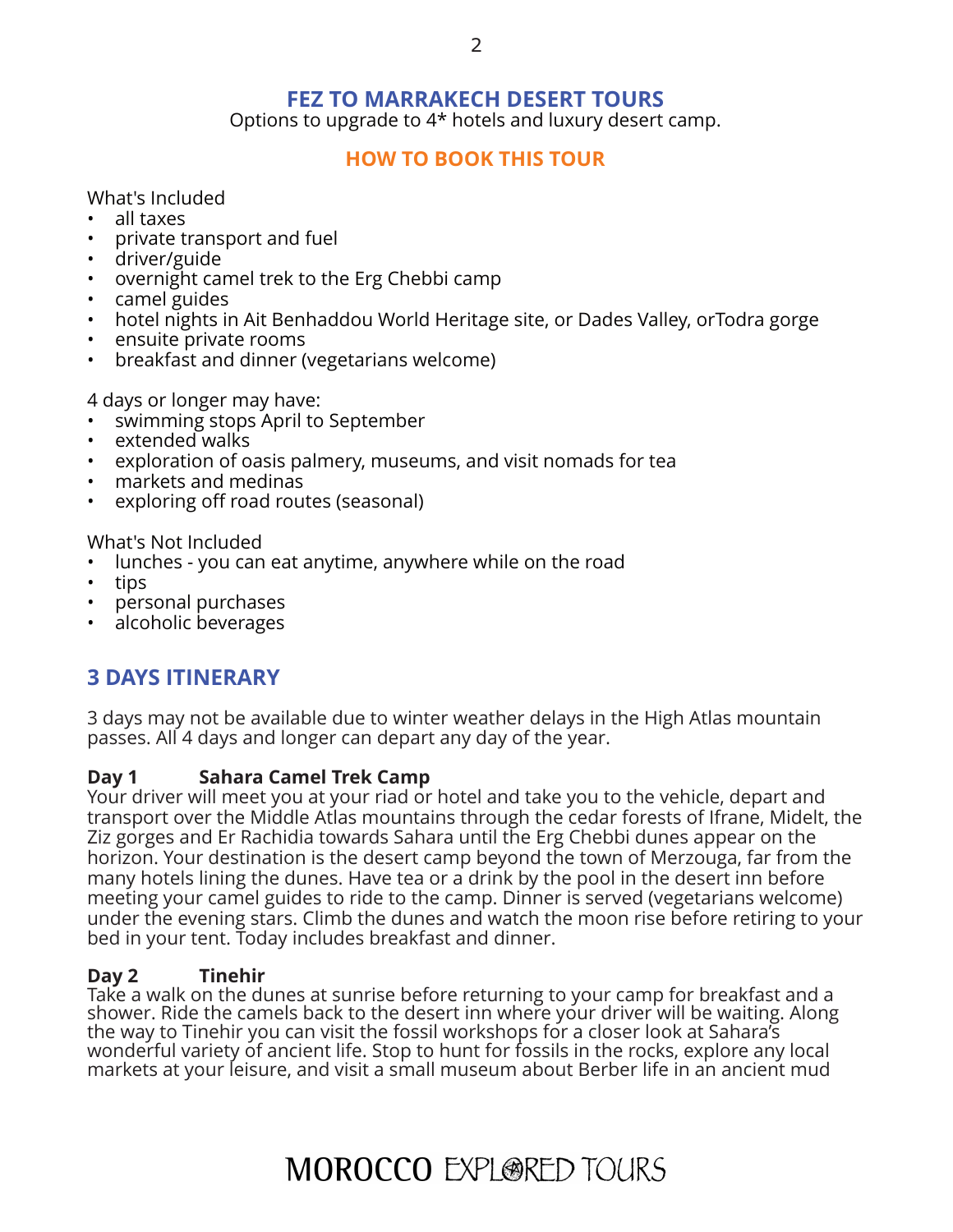## FEZ TO MARRAKECH DESERT TOURS

Options to upgrade to 4* hotels and luxury desert camp.

### HOW TO BOOK THIS TOUR

What's Included

- all taxes
- private transport and fuel
- driver/guide
- overnight camel trek to the Erg Chebbi camp
- camel guides
- hotel nights in Ait Benhaddou World Heritage site, or Dades Valley, orTodra gorge
- ensuite private rooms
- breakfast and dinner (vegetarians welcome)

4 days or longer may have:

- swimming stops April to September
- extended walks
- exploration of oasis palmery, museums, and visit nomads for tea
- markets and medinas
- exploring off road routes (seasonal)

What's Not Included

- lunches - you can eat anytime, anywhere while on the road
- tips
- personal purchases
- alcoholic beverages

## 3 DAYS ITINERARY

3 days may not be available due to winter weather delays in the High Atlas mountain passes. All 4 days and longer can depart any day of the year.

**Day 1 Sahara Camel Trek Camp**

Your driver will meet you at your riad or hotel and take you to the vehicle, depart and transport over the Middle Atlas mountains through the cedar forests of Ifrane, Midelt, the Ziz gorges and Er Rachidia towards Sahara until the Erg Chebbi dunes appear on the horizon. Your destination is the desert camp beyond the town of Merzouga, far from the many hotels lining the dunes. Have tea or a drink by the pool in the desert inn before meeting your camel guides to ride to the camp. Dinner is served (vegetarians welcome) under the evening stars. Climb the dunes and watch the moon rise before retiring to your bed in your tent. Today includes breakfast and dinner.

**Day 2 Tinehir**

Take a walk on the dunes at sunrise before returning to your camp for breakfast and a shower. Ride the camels back to the desert inn where your driver will be waiting. Along the way to Tinehir you can visit the fossil workshops for a closer look at Sahara's wonderful variety of ancient life. Stop to hunt for fossils in the rocks, explore any local markets at your leisure, and visit a small museum about Berber life in an ancient mud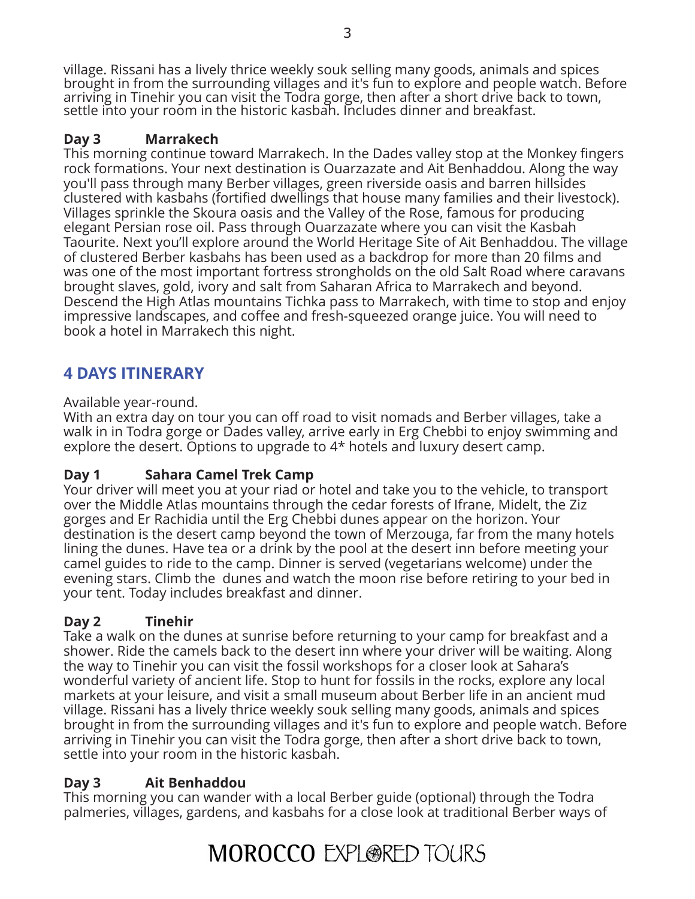village. Rissani has a lively thrice weekly souk selling many goods, animals and spices brought in from the surrounding villages and it's fun to explore and people watch. Before arriving in Tinehir you can visit the Todra gorge, then after a short drive back to town, settle into your room in the historic kasbah. Includes dinner and breakfast.

**Day 3 Marrakech**
This morning continue toward Marrakech. In the Dades valley stop at the Monkey fingers rock formations. Your next destination is Ouarzazate and Ait Benhaddou. Along the way you'll pass through many Berber villages, green riverside oasis and barren hillsides clustered with kasbahs (fortified dwellings that house many families and their livestock). Villages sprinkle the Skoura oasis and the Valley of the Rose, famous for producing elegant Persian rose oil. Pass through Ouarzazate where you can visit the Kasbah Taourite. Next you'll explore around the World Heritage Site of Ait Benhaddou. The village of clustered Berber kasbahs has been used as a backdrop for more than 20 films and was one of the most important fortress strongholds on the old Salt Road where caravans brought slaves, gold, ivory and salt from Saharan Africa to Marrakech and beyond. Descend the High Atlas mountains Tichka pass to Marrakech, with time to stop and enjoy impressive landscapes, and coffee and fresh-squeezed orange juice. You will need to book a hotel in Marrakech this night.

## 4 DAYS ITINERARY

Available year-round.
With an extra day on tour you can off road to visit nomads and Berber villages, take a walk in in Todra gorge or Dades valley, arrive early in Erg Chebbi to enjoy swimming and explore the desert. Options to upgrade to 4* hotels and luxury desert camp.

**Day 1 Sahara Camel Trek Camp**
Your driver will meet you at your riad or hotel and take you to the vehicle, to transport over the Middle Atlas mountains through the cedar forests of Ifrane, Midelt, the Ziz gorges and Er Rachidia until the Erg Chebbi dunes appear on the horizon. Your destination is the desert camp beyond the town of Merzouga, far from the many hotels lining the dunes. Have tea or a drink by the pool at the desert inn before meeting your camel guides to ride to the camp. Dinner is served (vegetarians welcome) under the evening stars. Climb the dunes and watch the moon rise before retiring to your bed in your tent. Today includes breakfast and dinner.

**Day 2 Tinehir**
Take a walk on the dunes at sunrise before returning to your camp for breakfast and a shower. Ride the camels back to the desert inn where your driver will be waiting. Along the way to Tinehir you can visit the fossil workshops for a closer look at Sahara's wonderful variety of ancient life. Stop to hunt for fossils in the rocks, explore any local markets at your leisure, and visit a small museum about Berber life in an ancient mud village. Rissani has a lively thrice weekly souk selling many goods, animals and spices brought in from the surrounding villages and it's fun to explore and people watch. Before arriving in Tinehir you can visit the Todra gorge, then after a short drive back to town, settle into your room in the historic kasbah.

**Day 3 Ait Benhaddou**
This morning you can wander with a local Berber guide (optional) through the Todra palmeries, villages, gardens, and kasbahs for a close look at traditional Berber ways of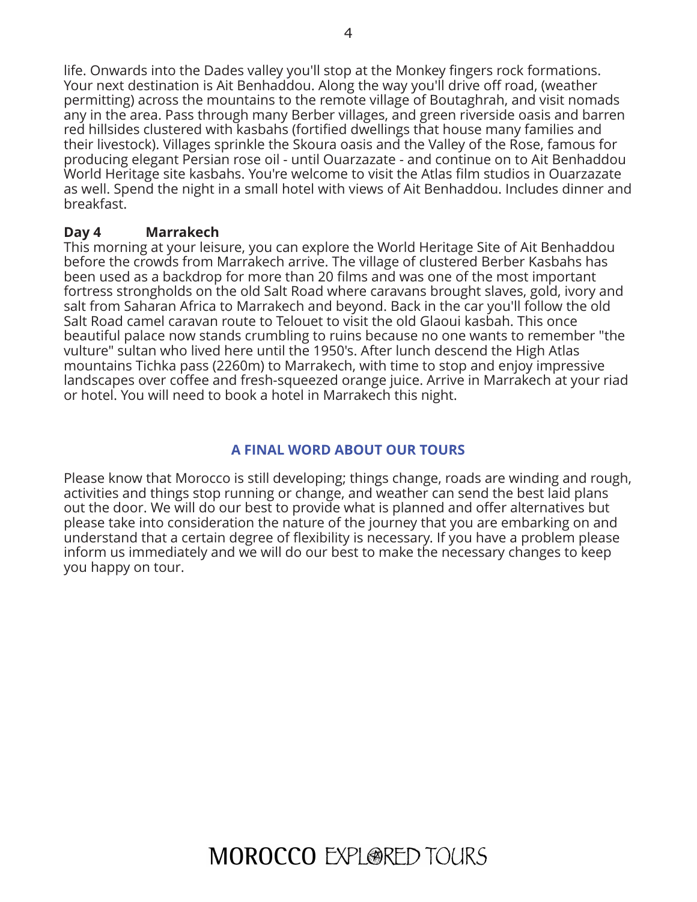life. Onwards into the Dades valley you'll stop at the Monkey fingers rock formations. Your next destination is Ait Benhaddou. Along the way you'll drive off road, (weather permitting) across the mountains to the remote village of Boutaghrah, and visit nomads any in the area. Pass through many Berber villages, and green riverside oasis and barren red hillsides clustered with kasbahs (fortified dwellings that house many families and their livestock). Villages sprinkle the Skoura oasis and the Valley of the Rose, famous for producing elegant Persian rose oil - until Ouarzazate - and continue on to Ait Benhaddou World Heritage site kasbahs. You're welcome to visit the Atlas film studios in Ouarzazate as well. Spend the night in a small hotel with views of Ait Benhaddou. Includes dinner and breakfast.

**Day 4 Marrakech**

This morning at your leisure, you can explore the World Heritage Site of Ait Benhaddou before the crowds from Marrakech arrive. The village of clustered Berber Kasbahs has been used as a backdrop for more than 20 films and was one of the most important fortress strongholds on the old Salt Road where caravans brought slaves, gold, ivory and salt from Saharan Africa to Marrakech and beyond. Back in the car you'll follow the old Salt Road camel caravan route to Telouet to visit the old Glaoui kasbah. This once beautiful palace now stands crumbling to ruins because no one wants to remember "the vulture" sultan who lived here until the 1950's. After lunch descend the High Atlas mountains Tichka pass (2260m) to Marrakech, with time to stop and enjoy impressive landscapes over coffee and fresh-squeezed orange juice. Arrive in Marrakech at your riad or hotel. You will need to book a hotel in Marrakech this night.

## A FINAL WORD ABOUT OUR TOURS

Please know that Morocco is still developing; things change, roads are winding and rough, activities and things stop running or change, and weather can send the best laid plans out the door. We will do our best to provide what is planned and offer alternatives but please take into consideration the nature of the journey that you are embarking on and understand that a certain degree of flexibility is necessary. If you have a problem please inform us immediately and we will do our best to make the necessary changes to keep you happy on tour.